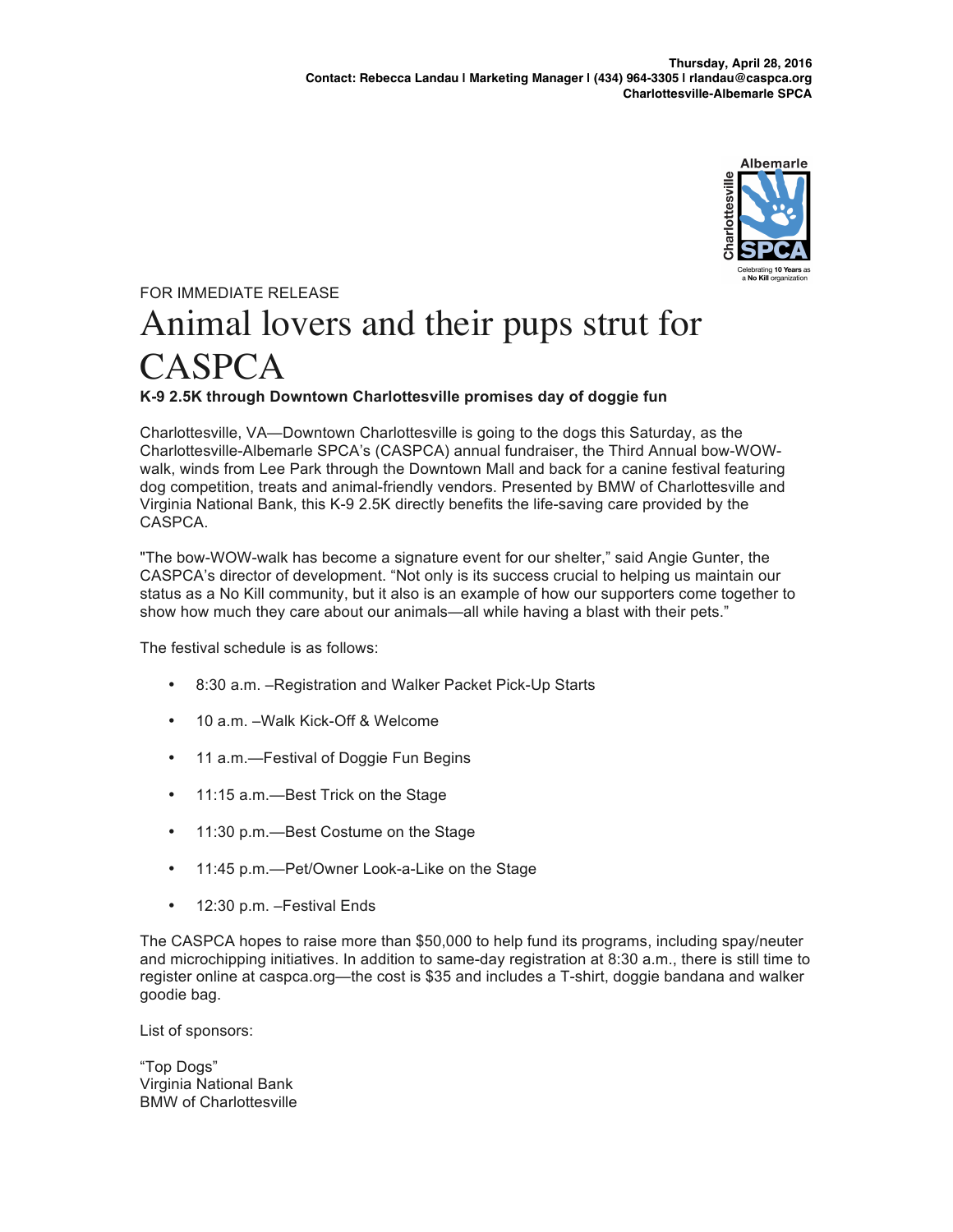**Thursday, April 28, 2016**
**Contact: Rebecca Landau | Marketing Manager | (434) 964-3305 | rlandau@caspca.org**
**Charlottesville-Albemarle SPCA**

FOR IMMEDIATE RELEASE

# Animal lovers and their pups strut for CASPCA

**K-9 2.5K through Downtown Charlottesville promises day of doggie fun**

Charlottesville, VA—Downtown Charlottesville is going to the dogs this Saturday, as the Charlottesville-Albemarle SPCA's (CASPCA) annual fundraiser, the Third Annual bow-WOW-walk, winds from Lee Park through the Downtown Mall and back for a canine festival featuring dog competition, treats and animal-friendly vendors. Presented by BMW of Charlottesville and Virginia National Bank, this K-9 2.5K directly benefits the life-saving care provided by the CASPCA.

"The bow-WOW-walk has become a signature event for our shelter," said Angie Gunter, the CASPCA's director of development. "Not only is its success crucial to helping us maintain our status as a No Kill community, but it also is an example of how our supporters come together to show how much they care about our animals—all while having a blast with their pets."

The festival schedule is as follows:

- 8:30 a.m. –Registration and Walker Packet Pick-Up Starts
- 10 a.m. –Walk Kick-Off & Welcome
- 11 a.m.—Festival of Doggie Fun Begins
- 11:15 a.m.—Best Trick on the Stage
- 11:30 p.m.—Best Costume on the Stage
- 11:45 p.m.—Pet/Owner Look-a-Like on the Stage
- 12:30 p.m. –Festival Ends

The CASPCA hopes to raise more than $50,000 to help fund its programs, including spay/neuter and microchipping initiatives. In addition to same-day registration at 8:30 a.m., there is still time to register online at caspca.org—the cost is $35 and includes a T-shirt, doggie bandana and walker goodie bag.

List of sponsors:

"Top Dogs"
Virginia National Bank
BMW of Charlottesville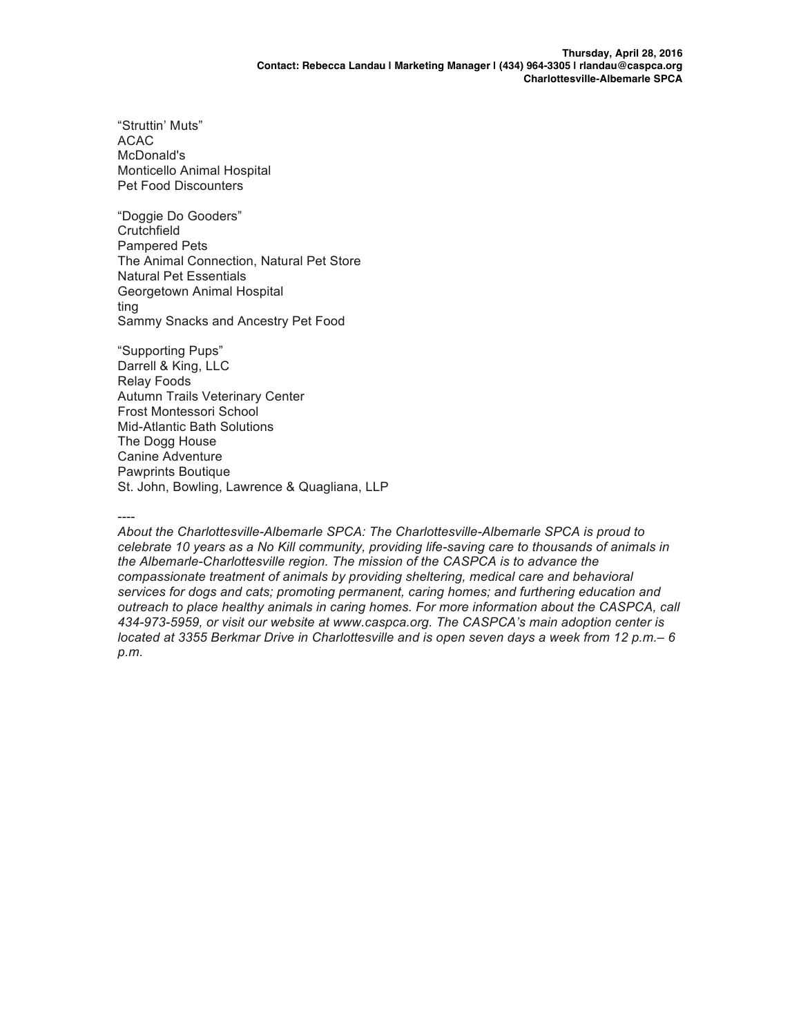"Struttin' Muts"
ACAC
McDonald's
Monticello Animal Hospital
Pet Food Discounters

"Doggie Do Gooders"
Crutchfield
Pampered Pets
The Animal Connection, Natural Pet Store
Natural Pet Essentials
Georgetown Animal Hospital
ting
Sammy Snacks and Ancestry Pet Food

"Supporting Pups"
Darrell & King, LLC
Relay Foods
Autumn Trails Veterinary Center
Frost Montessori School
Mid-Atlantic Bath Solutions
The Dogg House
Canine Adventure
Pawprints Boutique
St. John, Bowling, Lawrence & Quagliana, LLP

----

*About the Charlottesville-Albemarle SPCA: The Charlottesville-Albemarle SPCA is proud to celebrate 10 years as a No Kill community, providing life-saving care to thousands of animals in the Albemarle-Charlottesville region. The mission of the CASPCA is to advance the compassionate treatment of animals by providing sheltering, medical care and behavioral services for dogs and cats; promoting permanent, caring homes; and furthering education and outreach to place healthy animals in caring homes. For more information about the CASPCA, call 434-973-5959, or visit our website at www.caspca.org. The CASPCA's main adoption center is located at 3355 Berkmar Drive in Charlottesville and is open seven days a week from 12 p.m.– 6 p.m.*